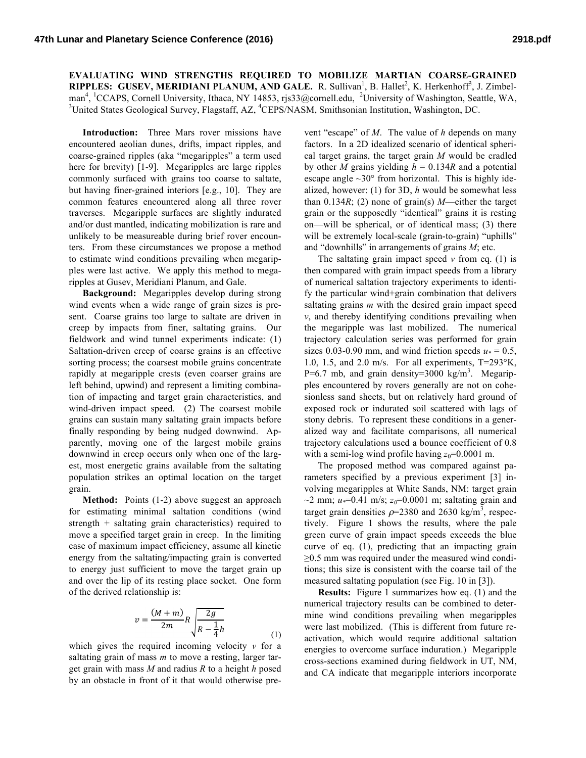# EVALUATING WIND STRENGTHS REQUIRED TO MOBILIZE MARTIAN COARSE-GRAINED RIPPLES: GUSEV, MERIDIANI PLANUM, AND GALE.

R. Sullivan[1], B. Hallet[2], K. Herkenhoff[3], J. Zimbelman[4], [1]CCAPS, Cornell University, Ithaca, NY 14853, rjs33@cornell.edu, [2]University of Washington, Seattle, WA, [3]United States Geological Survey, Flagstaff, AZ, [4]CEPS/NASM, Smithsonian Institution, Washington, DC.

**Introduction:** Three Mars rover missions have encountered aeolian dunes, drifts, impact ripples, and coarse-grained ripples (aka "megaripples" a term used here for brevity) [1-9]. Megaripples are large ripples commonly surfaced with grains too coarse to saltate, but having finer-grained interiors [e.g., 10]. They are common features encountered along all three rover traverses. Megaripple surfaces are slightly indurated and/or dust mantled, indicating mobilization is rare and unlikely to be measureable during brief rover encounters. From these circumstances we propose a method to estimate wind conditions prevailing when megaripples were last active. We apply this method to megaripples at Gusev, Meridiani Planum, and Gale.

**Background:** Megaripples develop during strong wind events when a wide range of grain sizes is present. Coarse grains too large to saltate are driven in creep by impacts from finer, saltating grains. Our fieldwork and wind tunnel experiments indicate: (1) Saltation-driven creep of coarse grains is an effective sorting process; the coarsest mobile grains concentrate rapidly at megaripple crests (even coarser grains are left behind, upwind) and represent a limiting combination of impacting and target grain characteristics, and wind-driven impact speed. (2) The coarsest mobile grains can sustain many saltating grain impacts before finally responding by being nudged downwind. Apparently, moving one of the largest mobile grains downwind in creep occurs only when one of the largest, most energetic grains available from the saltating population strikes an optimal location on the target grain.

**Method:** Points (1-2) above suggest an approach for estimating minimal saltation conditions (wind strength + saltating grain characteristics) required to move a specified target grain in creep. In the limiting case of maximum impact efficiency, assume all kinetic energy from the saltating/impacting grain is converted to energy just sufficient to move the target grain up and over the lip of its resting place socket. One form of the derived relationship is:

$$v = \frac{(M+m)}{2m} R \sqrt{\frac{2g}{R - \frac{1}{4}h}} \qquad (1)$$

which gives the required incoming velocity $v$ for a saltating grain of mass $m$ to move a resting, larger target grain with mass $M$ and radius $R$ to a height $h$ posed by an obstacle in front of it that would otherwise prevent "escape" of $M$. The value of $h$ depends on many factors. In a 2D idealized scenario of identical spherical target grains, the target grain $M$ would be cradled by other $M$ grains yielding $h = 0.134R$ and a potential escape angle ~30° from horizontal. This is highly idealized, however: (1) for 3D, $h$ would be somewhat less than $0.134R$; (2) none of grain(s) $M$—either the target grain or the supposedly "identical" grains it is resting on—will be spherical, or of identical mass; (3) there will be extremely local-scale (grain-to-grain) "uphills" and "downhills" in arrangements of grains $M$; etc.

The saltating grain impact speed $v$ from eq. (1) is then compared with grain impact speeds from a library of numerical saltation trajectory experiments to identify the particular wind+grain combination that delivers saltating grains $m$ with the desired grain impact speed $v$, and thereby identifying conditions prevailing when the megaripple was last mobilized. The numerical trajectory calculation series was performed for grain sizes 0.03-0.90 mm, and wind friction speeds $u_* = 0.5$, 1.0, 1.5, and 2.0 m/s. For all experiments, T=293°K, P=6.7 mb, and grain density=3000 kg/m$^3$. Megaripples encountered by rovers generally are not on cohesionless sand sheets, but on relatively hard ground of exposed rock or indurated soil scattered with lags of stony debris. To represent these conditions in a generalized way and facilitate comparisons, all numerical trajectory calculations used a bounce coefficient of 0.8 with a semi-log wind profile having $z_0$=0.0001 m.

The proposed method was compared against parameters specified by a previous experiment [3] involving megaripples at White Sands, NM: target grain ~2 mm; $u_*$=0.41 m/s; $z_0$=0.0001 m; saltating grain and target grain densities $\rho$=2380 and 2630 kg/m$^3$, respectively. Figure 1 shows the results, where the pale green curve of grain impact speeds exceeds the blue curve of eq. (1), predicting that an impacting grain ≥0.5 mm was required under the measured wind conditions; this size is consistent with the coarse tail of the measured saltating population (see Fig. 10 in [3]).

**Results:** Figure 1 summarizes how eq. (1) and the numerical trajectory results can be combined to determine wind conditions prevailing when megaripples were last mobilized. (This is different from future reactivation, which would require additional saltation energies to overcome surface induration.) Megaripple cross-sections examined during fieldwork in UT, NM, and CA indicate that megaripple interiors incorporate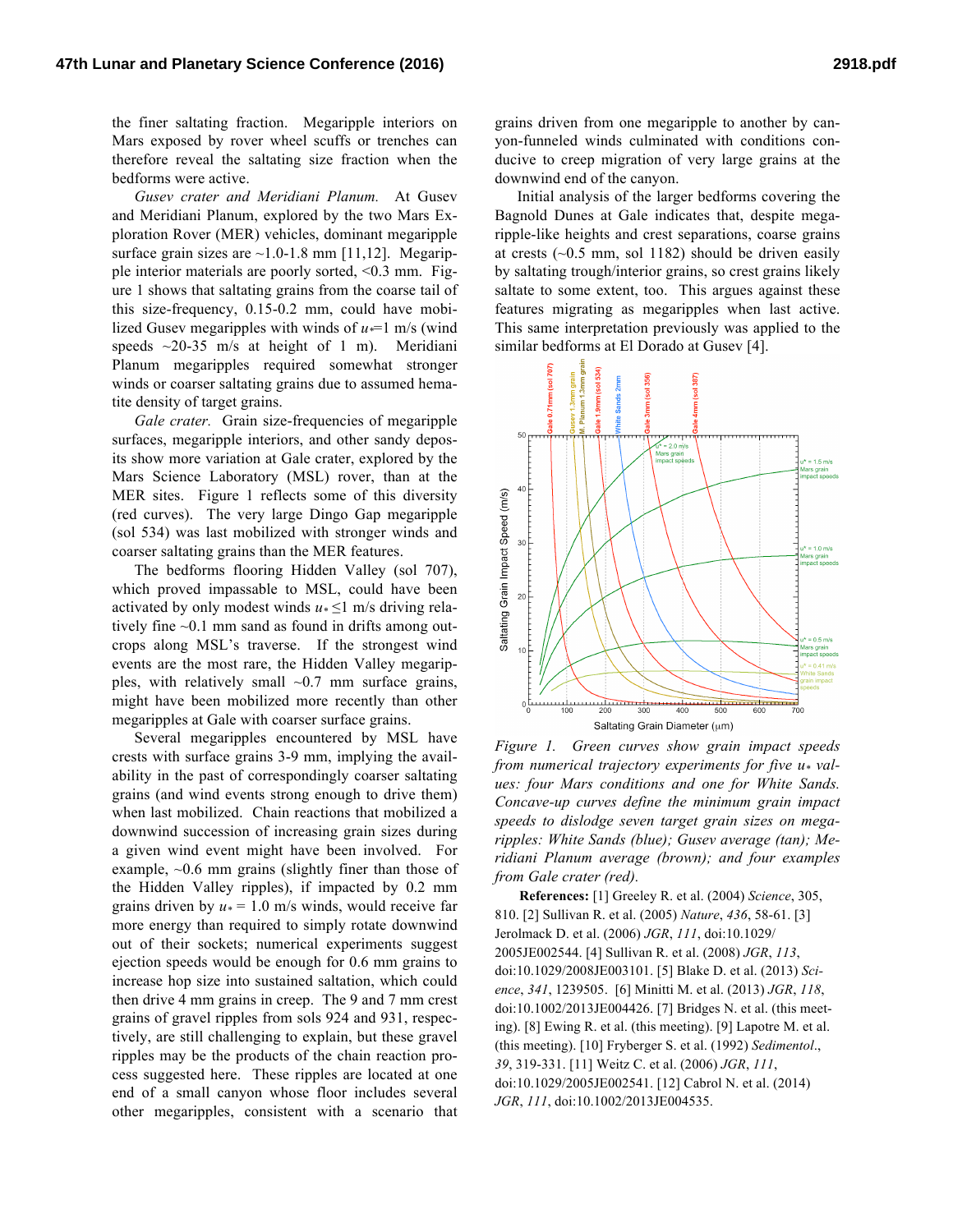the finer saltating fraction. Megaripple interiors on Mars exposed by rover wheel scuffs or trenches can therefore reveal the saltating size fraction when the bedforms were active.

*Gusev crater and Meridiani Planum.* At Gusev and Meridiani Planum, explored by the two Mars Exploration Rover (MER) vehicles, dominant megaripple surface grain sizes are ~1.0-1.8 mm [11,12]. Megaripple interior materials are poorly sorted, <0.3 mm. Figure 1 shows that saltating grains from the coarse tail of this size-frequency, 0.15-0.2 mm, could have mobilized Gusev megaripples with winds of $u_*$=1 m/s (wind speeds ~20-35 m/s at height of 1 m). Meridiani Planum megaripples required somewhat stronger winds or coarser saltating grains due to assumed hematite density of target grains.

*Gale crater.* Grain size-frequencies of megaripple surfaces, megaripple interiors, and other sandy deposits show more variation at Gale crater, explored by the Mars Science Laboratory (MSL) rover, than at the MER sites. Figure 1 reflects some of this diversity (red curves). The very large Dingo Gap megaripple (sol 534) was last mobilized with stronger winds and coarser saltating grains than the MER features.

The bedforms flooring Hidden Valley (sol 707), which proved impassable to MSL, could have been activated by only modest winds $u_* \leq 1$ m/s driving relatively fine ~0.1 mm sand as found in drifts among outcrops along MSL's traverse. If the strongest wind events are the most rare, the Hidden Valley megaripples, with relatively small ~0.7 mm surface grains, might have been mobilized more recently than other megaripples at Gale with coarser surface grains.

Several megaripples encountered by MSL have crests with surface grains 3-9 mm, implying the availability in the past of correspondingly coarser saltating grains (and wind events strong enough to drive them) when last mobilized. Chain reactions that mobilized a downwind succession of increasing grain sizes during a given wind event might have been involved. For example, ~0.6 mm grains (slightly finer than those of the Hidden Valley ripples), if impacted by 0.2 mm grains driven by $u_*$ = 1.0 m/s winds, would receive far more energy than required to simply rotate downwind out of their sockets; numerical experiments suggest ejection speeds would be enough for 0.6 mm grains to increase hop size into sustained saltation, which could then drive 4 mm grains in creep. The 9 and 7 mm crest grains of gravel ripples from sols 924 and 931, respectively, are still challenging to explain, but these gravel ripples may be the products of the chain reaction process suggested here. These ripples are located at one end of a small canyon whose floor includes several other megaripples, consistent with a scenario that grains driven from one megaripple to another by canyon-funneled winds culminated with conditions conducive to creep migration of very large grains at the downwind end of the canyon.

Initial analysis of the larger bedforms covering the Bagnold Dunes at Gale indicates that, despite megaripple-like heights and crest separations, coarse grains at crests (~0.5 mm, sol 1182) should be driven easily by saltating trough/interior grains, so crest grains likely saltate to some extent, too. This argues against these features migrating as megaripples when last active. This same interpretation previously was applied to the similar bedforms at El Dorado at Gusev [4].

Gale 0.71mm (sol 707)
Gusev 1.3mm grain
M. Planum 1.3mm grain
Gale 1.9mm (sol 534)
White Sands 2mm
Gale 3mm (sol 356)
Gale 4mm (sol 387)
Saltating Grain Impact Speed (m/s)
Saltating Grain Diameter (μm)
u* = 2.0 m/s Mars grain impact speeds
u* = 1.5 m/s Mars grain impact speeds
u* = 1.0 m/s Mars grain impact speeds
u* = 0.5 m/s Mars grain impact speeds
u* = 0.41 m/s White Sands grain impact speeds
0 100 200 300 400 500 600 700
0 10 20 30 40 50

*Figure 1. Green curves show grain impact speeds from numerical trajectory experiments for five $u_*$ values: four Mars conditions and one for White Sands. Concave-up curves define the minimum grain impact speeds to dislodge seven target grain sizes on megaripples: White Sands (blue); Gusev average (tan); Meridiani Planum average (brown); and four examples from Gale crater (red).*

**References:** [1] Greeley R. et al. (2004) *Science*, 305, 810. [2] Sullivan R. et al. (2005) *Nature*, *436*, 58-61. [3] Jerolmack D. et al. (2006) *JGR*, *111*, doi:10.1029/2005JE002544. [4] Sullivan R. et al. (2008) *JGR*, *113*, doi:10.1029/2008JE003101. [5] Blake D. et al. (2013) *Science*, *341*, 1239505. [6] Minitti M. et al. (2013) *JGR*, *118*, doi:10.1002/2013JE004426. [7] Bridges N. et al. (this meeting). [8] Ewing R. et al. (this meeting). [9] Lapotre M. et al. (this meeting). [10] Fryberger S. et al. (1992) *Sedimentol.*, *39*, 319-331. [11] Weitz C. et al. (2006) *JGR*, *111*, doi:10.1029/2005JE002541. [12] Cabrol N. et al. (2014) *JGR*, *111*, doi:10.1002/2013JE004535.